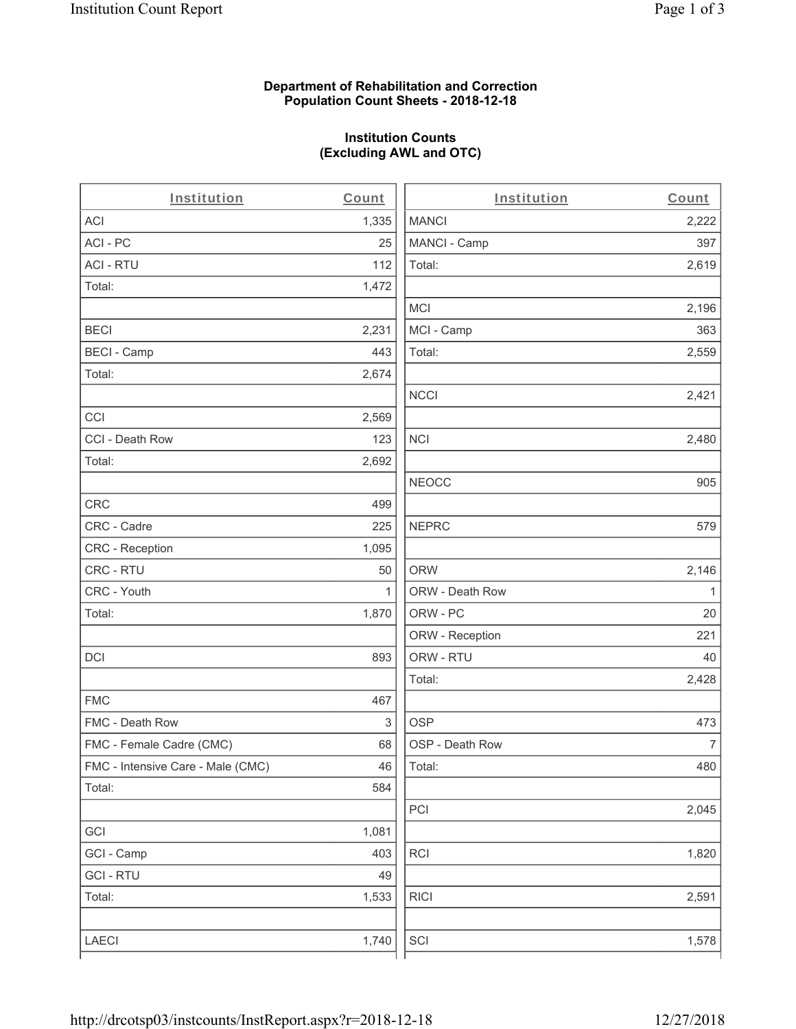**Department of Rehabilitation and Correction**
**Population Count Sheets - 2018-12-18**

**Institution Counts**
**(Excluding AWL and OTC)**

| Institution | Count | Institution | Count |
|---|---|---|---|
| ACI | 1,335 | MANCI | 2,222 |
| ACI - PC | 25 | MANCI - Camp | 397 |
| ACI - RTU | 112 | Total: | 2,619 |
| Total: | 1,472 | | |
| | | MCI | 2,196 |
| BECI | 2,231 | MCI - Camp | 363 |
| BECI - Camp | 443 | Total: | 2,559 |
| Total: | 2,674 | | |
| | | NCCI | 2,421 |
| CCI | 2,569 | | |
| CCI - Death Row | 123 | NCI | 2,480 |
| Total: | 2,692 | | |
| | | NEOCC | 905 |
| CRC | 499 | | |
| CRC - Cadre | 225 | NEPRC | 579 |
| CRC - Reception | 1,095 | | |
| CRC - RTU | 50 | ORW | 2,146 |
| CRC - Youth | 1 | ORW - Death Row | 1 |
| Total: | 1,870 | ORW - PC | 20 |
| | | ORW - Reception | 221 |
| DCI | 893 | ORW - RTU | 40 |
| | | Total: | 2,428 |
| FMC | 467 | | |
| FMC - Death Row | 3 | OSP | 473 |
| FMC - Female Cadre (CMC) | 68 | OSP - Death Row | 7 |
| FMC - Intensive Care - Male (CMC) | 46 | Total: | 480 |
| Total: | 584 | | |
| | | PCI | 2,045 |
| GCI | 1,081 | | |
| GCI - Camp | 403 | RCI | 1,820 |
| GCI - RTU | 49 | | |
| Total: | 1,533 | RICI | 2,591 |
| | | | |
| LAECI | 1,740 | SCI | 1,578 |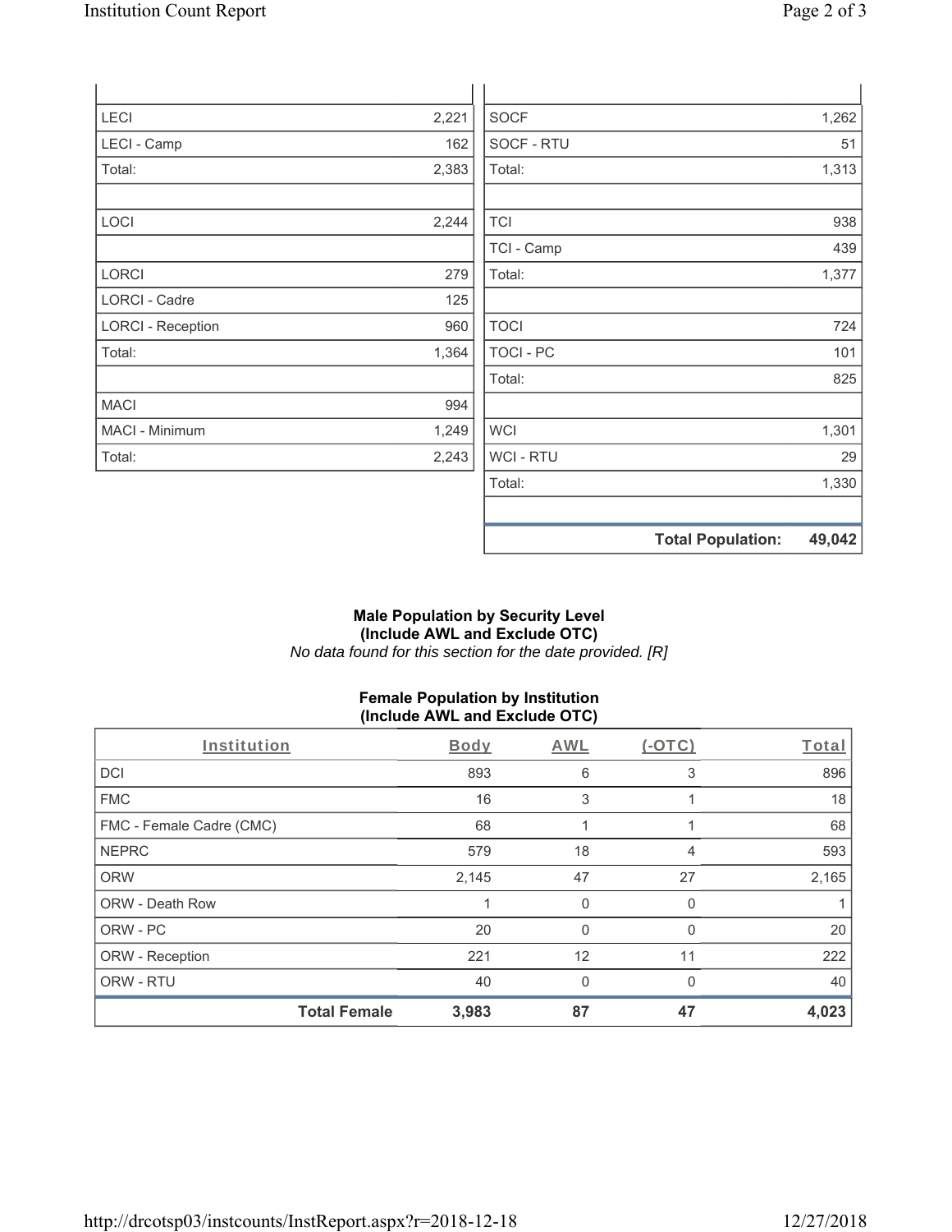| | |
|---|---|
| LECI | 2,221 |
| LECI - Camp | 162 |
| Total: | 2,383 |
| | |
| LOCI | 2,244 |
| | |
| LORCI | 279 |
| LORCI - Cadre | 125 |
| LORCI - Reception | 960 |
| Total: | 1,364 |
| | |
| MACI | 994 |
| MACI - Minimum | 1,249 |
| Total: | 2,243 |

| | |
|---|---|
| SOCF | 1,262 |
| SOCF - RTU | 51 |
| Total: | 1,313 |
| | |
| TCI | 938 |
| TCI - Camp | 439 |
| Total: | 1,377 |
| | |
| TOCI | 724 |
| TOCI - PC | 101 |
| Total: | 825 |
| | |
| WCI | 1,301 |
| WCI - RTU | 29 |
| Total: | 1,330 |
| | |
| **Total Population:** | **49,042** |

**Male Population by Security Level (Include AWL and Exclude OTC)**

*No data found for this section for the date provided. [R]*

**Female Population by Institution (Include AWL and Exclude OTC)**

| Institution | Body | AWL | (-OTC) | Total |
|---|---|---|---|---|
| DCI | 893 | 6 | 3 | 896 |
| FMC | 16 | 3 | 1 | 18 |
| FMC - Female Cadre (CMC) | 68 | 1 | 1 | 68 |
| NEPRC | 579 | 18 | 4 | 593 |
| ORW | 2,145 | 47 | 27 | 2,165 |
| ORW - Death Row | 1 | 0 | 0 | 1 |
| ORW - PC | 20 | 0 | 0 | 20 |
| ORW - Reception | 221 | 12 | 11 | 222 |
| ORW - RTU | 40 | 0 | 0 | 40 |
| **Total Female** | **3,983** | **87** | **47** | **4,023** |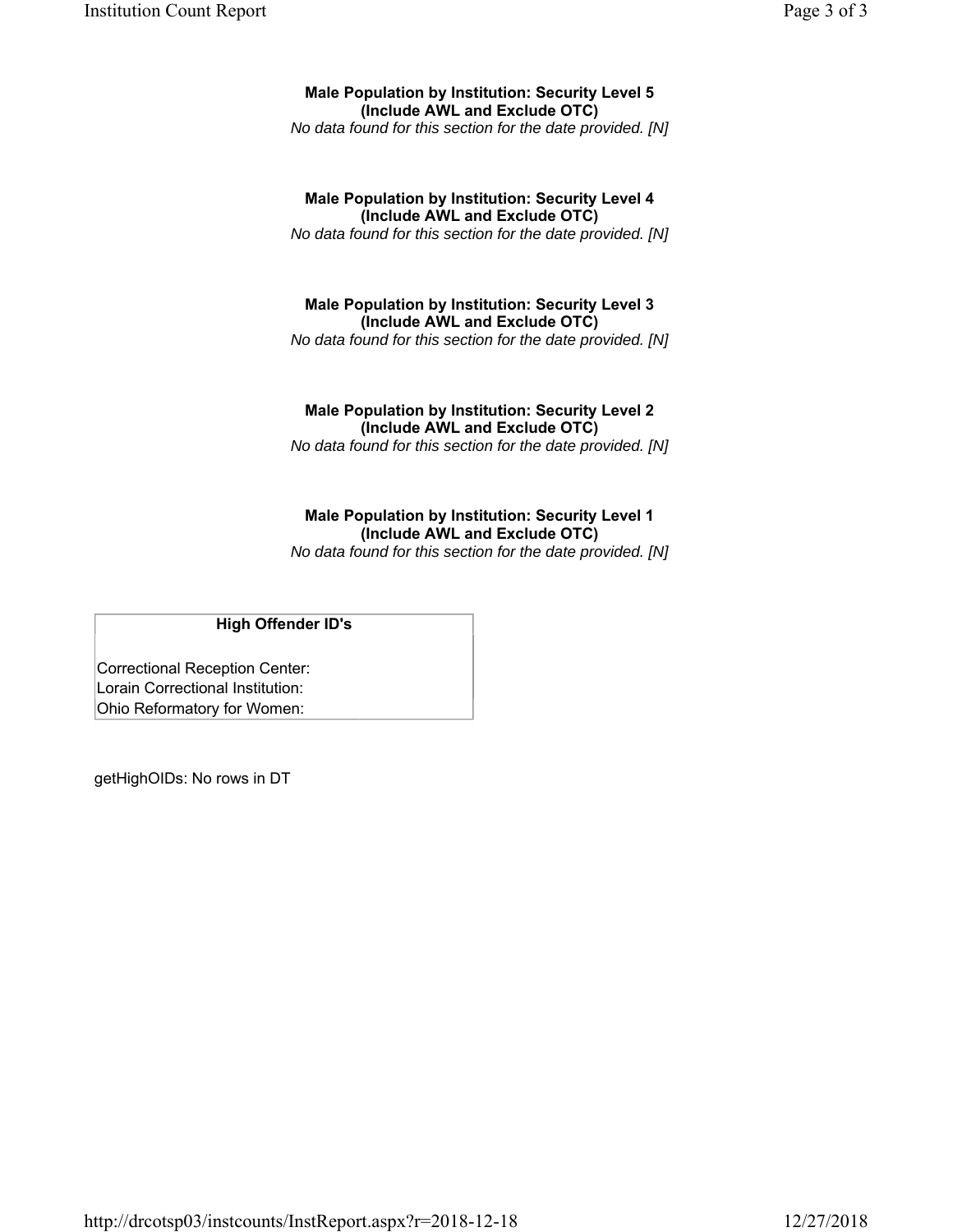**Male Population by Institution: Security Level 5**
**(Include AWL and Exclude OTC)**
*No data found for this section for the date provided. [N]*

**Male Population by Institution: Security Level 4**
**(Include AWL and Exclude OTC)**
*No data found for this section for the date provided. [N]*

**Male Population by Institution: Security Level 3**
**(Include AWL and Exclude OTC)**
*No data found for this section for the date provided. [N]*

**Male Population by Institution: Security Level 2**
**(Include AWL and Exclude OTC)**
*No data found for this section for the date provided. [N]*

**Male Population by Institution: Security Level 1**
**(Include AWL and Exclude OTC)**
*No data found for this section for the date provided. [N]*

| **High Offender ID's** |
| --- |
| Correctional Reception Center: |
| Lorain Correctional Institution: |
| Ohio Reformatory for Women: |

getHighOIDs: No rows in DT